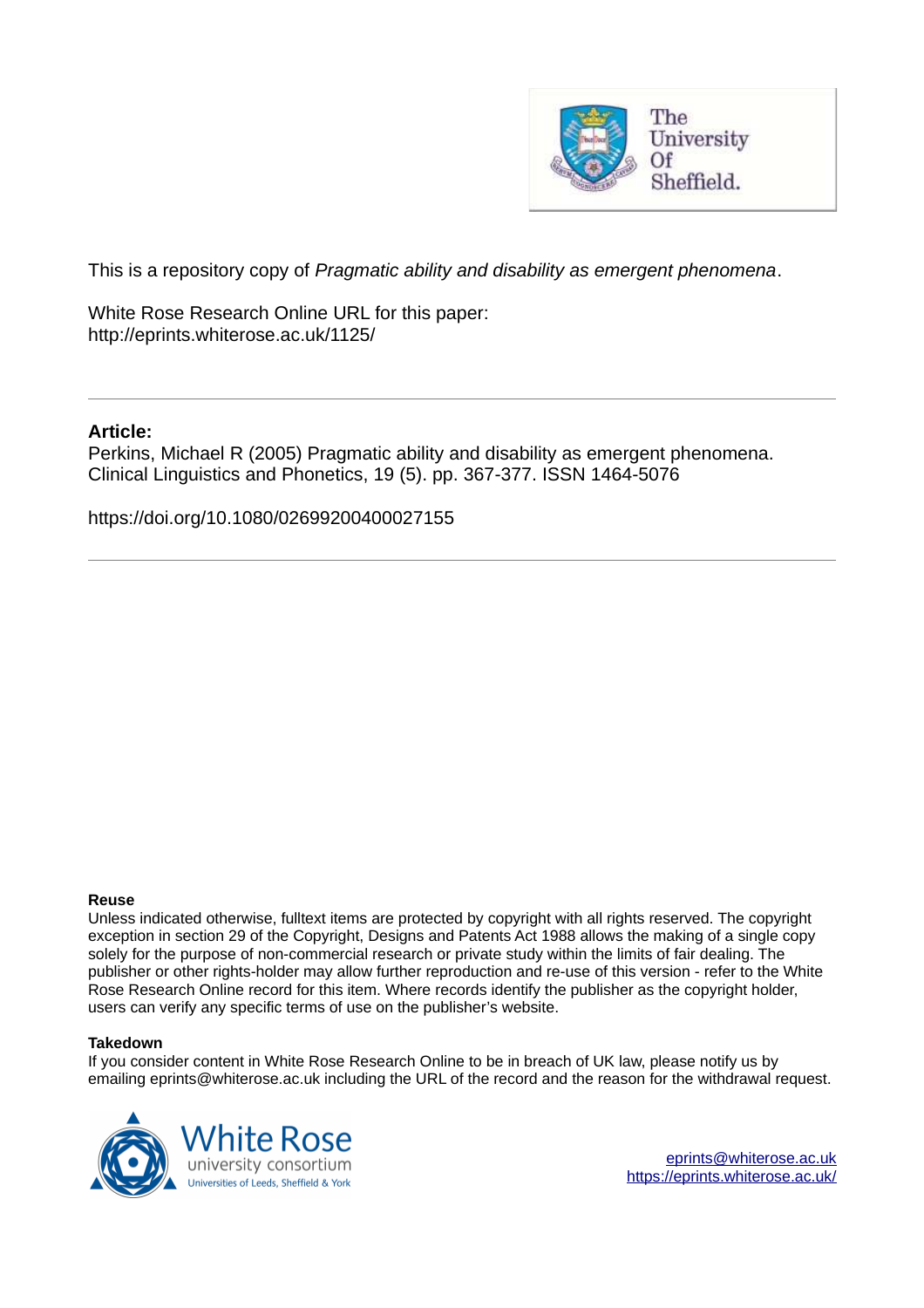This is a repository copy of *Pragmatic ability and disability as emergent phenomena*.

White Rose Research Online URL for this paper:
http://eprints.whiterose.ac.uk/1125/

---

**Article:**

Perkins, Michael R (2005) Pragmatic ability and disability as emergent phenomena. Clinical Linguistics and Phonetics, 19 (5). pp. 367-377. ISSN 1464-5076

https://doi.org/10.1080/02699200400027155

---

**Reuse**

Unless indicated otherwise, fulltext items are protected by copyright with all rights reserved. The copyright exception in section 29 of the Copyright, Designs and Patents Act 1988 allows the making of a single copy solely for the purpose of non-commercial research or private study within the limits of fair dealing. The publisher or other rights-holder may allow further reproduction and re-use of this version - refer to the White Rose Research Online record for this item. Where records identify the publisher as the copyright holder, users can verify any specific terms of use on the publisher's website.

**Takedown**

If you consider content in White Rose Research Online to be in breach of UK law, please notify us by emailing eprints@whiterose.ac.uk including the URL of the record and the reason for the withdrawal request.

eprints@whiterose.ac.uk
https://eprints.whiterose.ac.uk/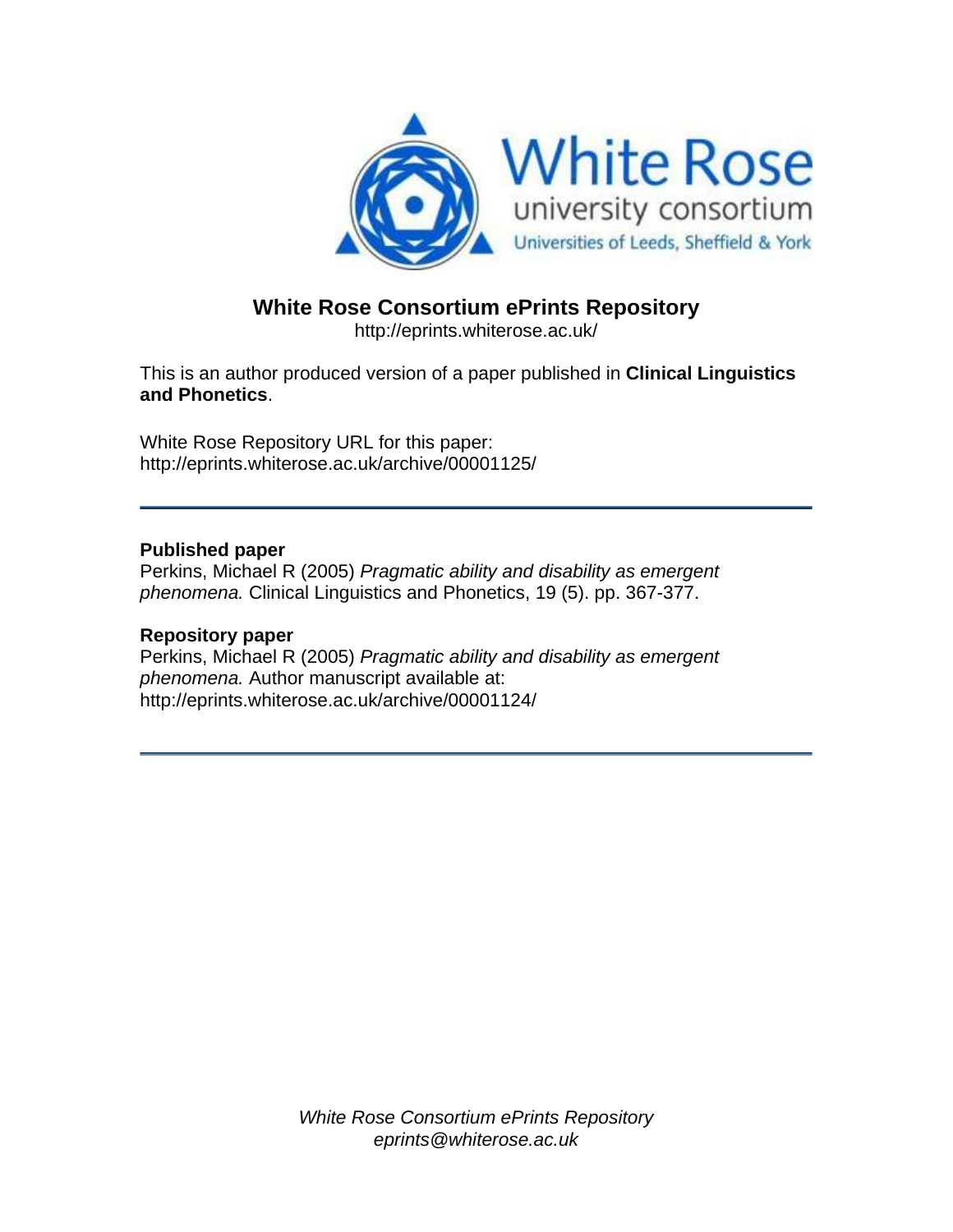# White Rose Consortium ePrints Repository

http://eprints.whiterose.ac.uk/

This is an author produced version of a paper published in **Clinical Linguistics and Phonetics**.

White Rose Repository URL for this paper:
http://eprints.whiterose.ac.uk/archive/00001125/

---

### Published paper

Perkins, Michael R (2005) *Pragmatic ability and disability as emergent phenomena.* Clinical Linguistics and Phonetics, 19 (5). pp. 367-377.

### Repository paper

Perkins, Michael R (2005) *Pragmatic ability and disability as emergent phenomena.* Author manuscript available at:
http://eprints.whiterose.ac.uk/archive/00001124/

---

*White Rose Consortium ePrints Repository*
*eprints@whiterose.ac.uk*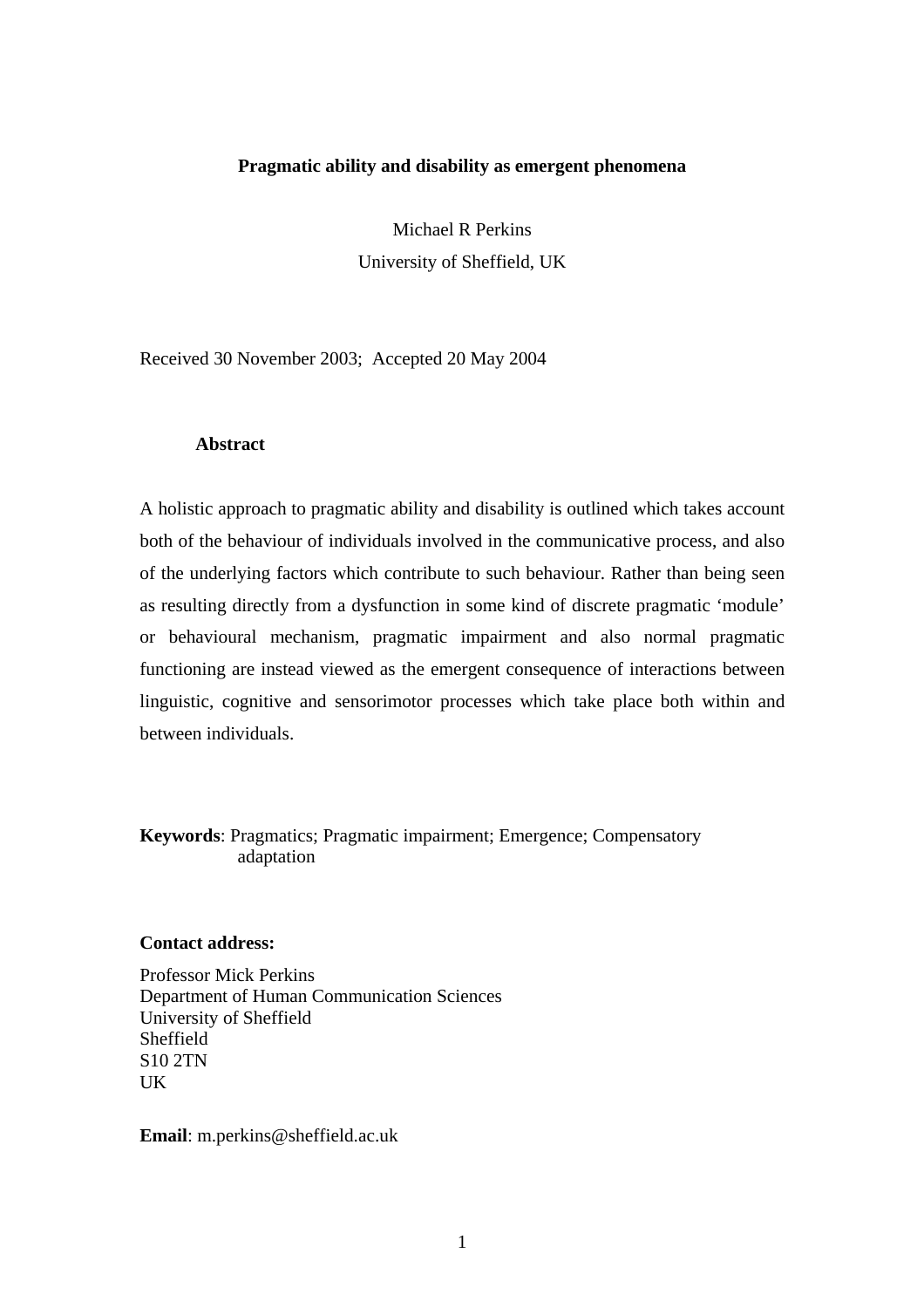# Pragmatic ability and disability as emergent phenomena

Michael R Perkins
University of Sheffield, UK

Received 30 November 2003; Accepted 20 May 2004

## Abstract

A holistic approach to pragmatic ability and disability is outlined which takes account both of the behaviour of individuals involved in the communicative process, and also of the underlying factors which contribute to such behaviour. Rather than being seen as resulting directly from a dysfunction in some kind of discrete pragmatic 'module' or behavioural mechanism, pragmatic impairment and also normal pragmatic functioning are instead viewed as the emergent consequence of interactions between linguistic, cognitive and sensorimotor processes which take place both within and between individuals.

**Keywords**: Pragmatics; Pragmatic impairment; Emergence; Compensatory adaptation

**Contact address:**

Professor Mick Perkins
Department of Human Communication Sciences
University of Sheffield
Sheffield
S10 2TN
UK

**Email**: m.perkins@sheffield.ac.uk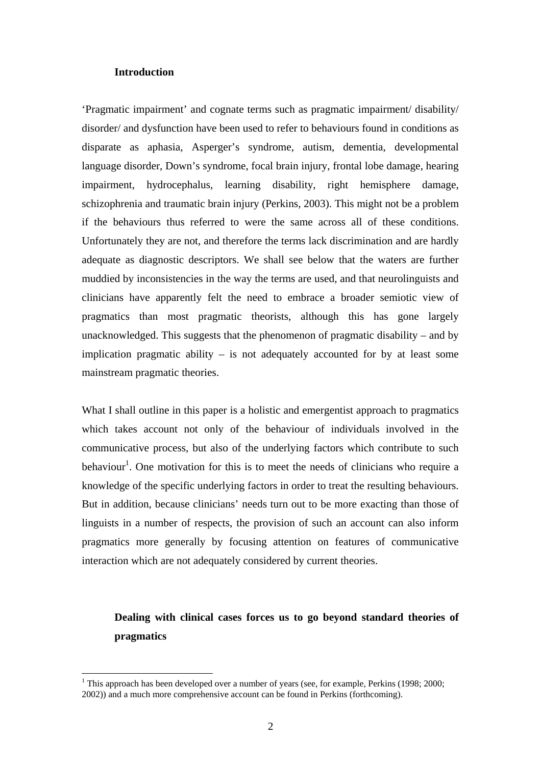## Introduction

'Pragmatic impairment' and cognate terms such as pragmatic impairment/ disability/ disorder/ and dysfunction have been used to refer to behaviours found in conditions as disparate as aphasia, Asperger's syndrome, autism, dementia, developmental language disorder, Down's syndrome, focal brain injury, frontal lobe damage, hearing impairment, hydrocephalus, learning disability, right hemisphere damage, schizophrenia and traumatic brain injury (Perkins, 2003). This might not be a problem if the behaviours thus referred to were the same across all of these conditions. Unfortunately they are not, and therefore the terms lack discrimination and are hardly adequate as diagnostic descriptors. We shall see below that the waters are further muddied by inconsistencies in the way the terms are used, and that neurolinguists and clinicians have apparently felt the need to embrace a broader semiotic view of pragmatics than most pragmatic theorists, although this has gone largely unacknowledged. This suggests that the phenomenon of pragmatic disability – and by implication pragmatic ability – is not adequately accounted for by at least some mainstream pragmatic theories.

What I shall outline in this paper is a holistic and emergentist approach to pragmatics which takes account not only of the behaviour of individuals involved in the communicative process, but also of the underlying factors which contribute to such behaviour[1]. One motivation for this is to meet the needs of clinicians who require a knowledge of the specific underlying factors in order to treat the resulting behaviours. But in addition, because clinicians' needs turn out to be more exacting than those of linguists in a number of respects, the provision of such an account can also inform pragmatics more generally by focusing attention on features of communicative interaction which are not adequately considered by current theories.

## Dealing with clinical cases forces us to go beyond standard theories of pragmatics

[1] This approach has been developed over a number of years (see, for example, Perkins (1998; 2000; 2002)) and a much more comprehensive account can be found in Perkins (forthcoming).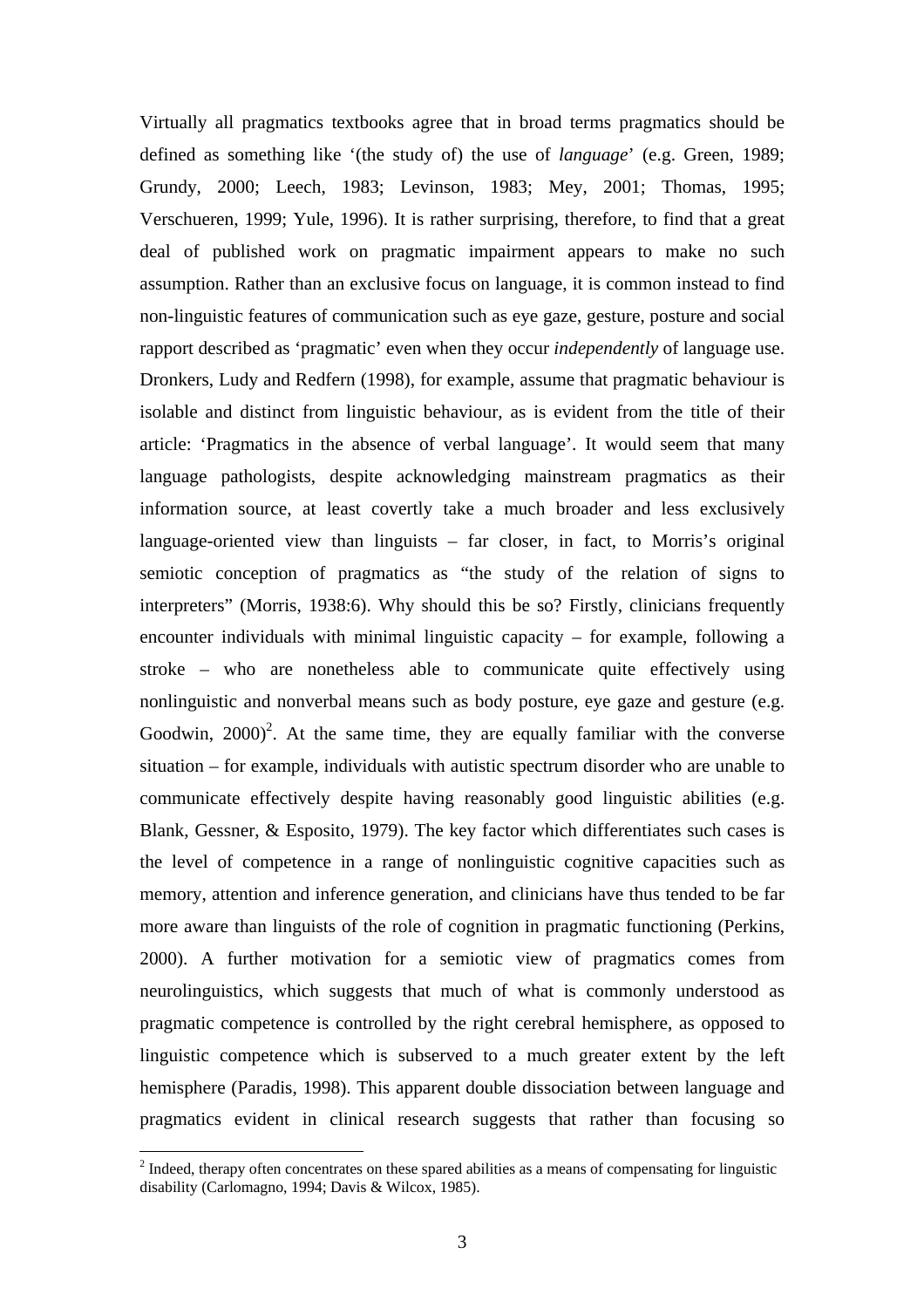Virtually all pragmatics textbooks agree that in broad terms pragmatics should be defined as something like '(the study of) the use of *language*' (e.g. Green, 1989; Grundy, 2000; Leech, 1983; Levinson, 1983; Mey, 2001; Thomas, 1995; Verschueren, 1999; Yule, 1996). It is rather surprising, therefore, to find that a great deal of published work on pragmatic impairment appears to make no such assumption. Rather than an exclusive focus on language, it is common instead to find non-linguistic features of communication such as eye gaze, gesture, posture and social rapport described as 'pragmatic' even when they occur *independently* of language use. Dronkers, Ludy and Redfern (1998), for example, assume that pragmatic behaviour is isolable and distinct from linguistic behaviour, as is evident from the title of their article: 'Pragmatics in the absence of verbal language'. It would seem that many language pathologists, despite acknowledging mainstream pragmatics as their information source, at least covertly take a much broader and less exclusively language-oriented view than linguists – far closer, in fact, to Morris's original semiotic conception of pragmatics as "the study of the relation of signs to interpreters" (Morris, 1938:6). Why should this be so? Firstly, clinicians frequently encounter individuals with minimal linguistic capacity – for example, following a stroke – who are nonetheless able to communicate quite effectively using nonlinguistic and nonverbal means such as body posture, eye gaze and gesture (e.g. Goodwin, 2000)[2]. At the same time, they are equally familiar with the converse situation – for example, individuals with autistic spectrum disorder who are unable to communicate effectively despite having reasonably good linguistic abilities (e.g. Blank, Gessner, & Esposito, 1979). The key factor which differentiates such cases is the level of competence in a range of nonlinguistic cognitive capacities such as memory, attention and inference generation, and clinicians have thus tended to be far more aware than linguists of the role of cognition in pragmatic functioning (Perkins, 2000). A further motivation for a semiotic view of pragmatics comes from neurolinguistics, which suggests that much of what is commonly understood as pragmatic competence is controlled by the right cerebral hemisphere, as opposed to linguistic competence which is subserved to a much greater extent by the left hemisphere (Paradis, 1998). This apparent double dissociation between language and pragmatics evident in clinical research suggests that rather than focusing so

[2] Indeed, therapy often concentrates on these spared abilities as a means of compensating for linguistic disability (Carlomagno, 1994; Davis & Wilcox, 1985).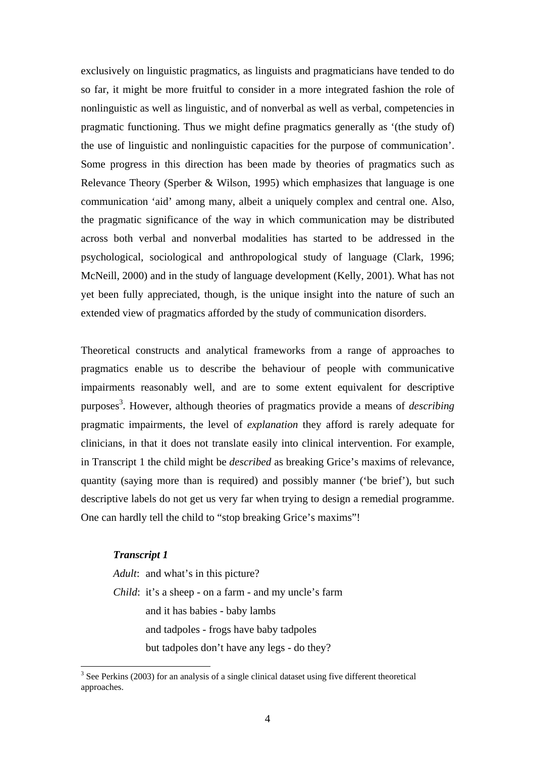exclusively on linguistic pragmatics, as linguists and pragmaticians have tended to do so far, it might be more fruitful to consider in a more integrated fashion the role of nonlinguistic as well as linguistic, and of nonverbal as well as verbal, competencies in pragmatic functioning. Thus we might define pragmatics generally as '(the study of) the use of linguistic and nonlinguistic capacities for the purpose of communication'. Some progress in this direction has been made by theories of pragmatics such as Relevance Theory (Sperber & Wilson, 1995) which emphasizes that language is one communication 'aid' among many, albeit a uniquely complex and central one. Also, the pragmatic significance of the way in which communication may be distributed across both verbal and nonverbal modalities has started to be addressed in the psychological, sociological and anthropological study of language (Clark, 1996; McNeill, 2000) and in the study of language development (Kelly, 2001). What has not yet been fully appreciated, though, is the unique insight into the nature of such an extended view of pragmatics afforded by the study of communication disorders.

Theoretical constructs and analytical frameworks from a range of approaches to pragmatics enable us to describe the behaviour of people with communicative impairments reasonably well, and are to some extent equivalent for descriptive purposes[3]. However, although theories of pragmatics provide a means of *describing* pragmatic impairments, the level of *explanation* they afford is rarely adequate for clinicians, in that it does not translate easily into clinical intervention. For example, in Transcript 1 the child might be *described* as breaking Grice's maxims of relevance, quantity (saying more than is required) and possibly manner ('be brief'), but such descriptive labels do not get us very far when trying to design a remedial programme. One can hardly tell the child to "stop breaking Grice's maxims"!

***Transcript 1***

*Adult*: and what's in this picture?
*Child*: it's a sheep - on a farm - and my uncle's farm
and it has babies - baby lambs
and tadpoles - frogs have baby tadpoles
but tadpoles don't have any legs - do they?

[3] See Perkins (2003) for an analysis of a single clinical dataset using five different theoretical approaches.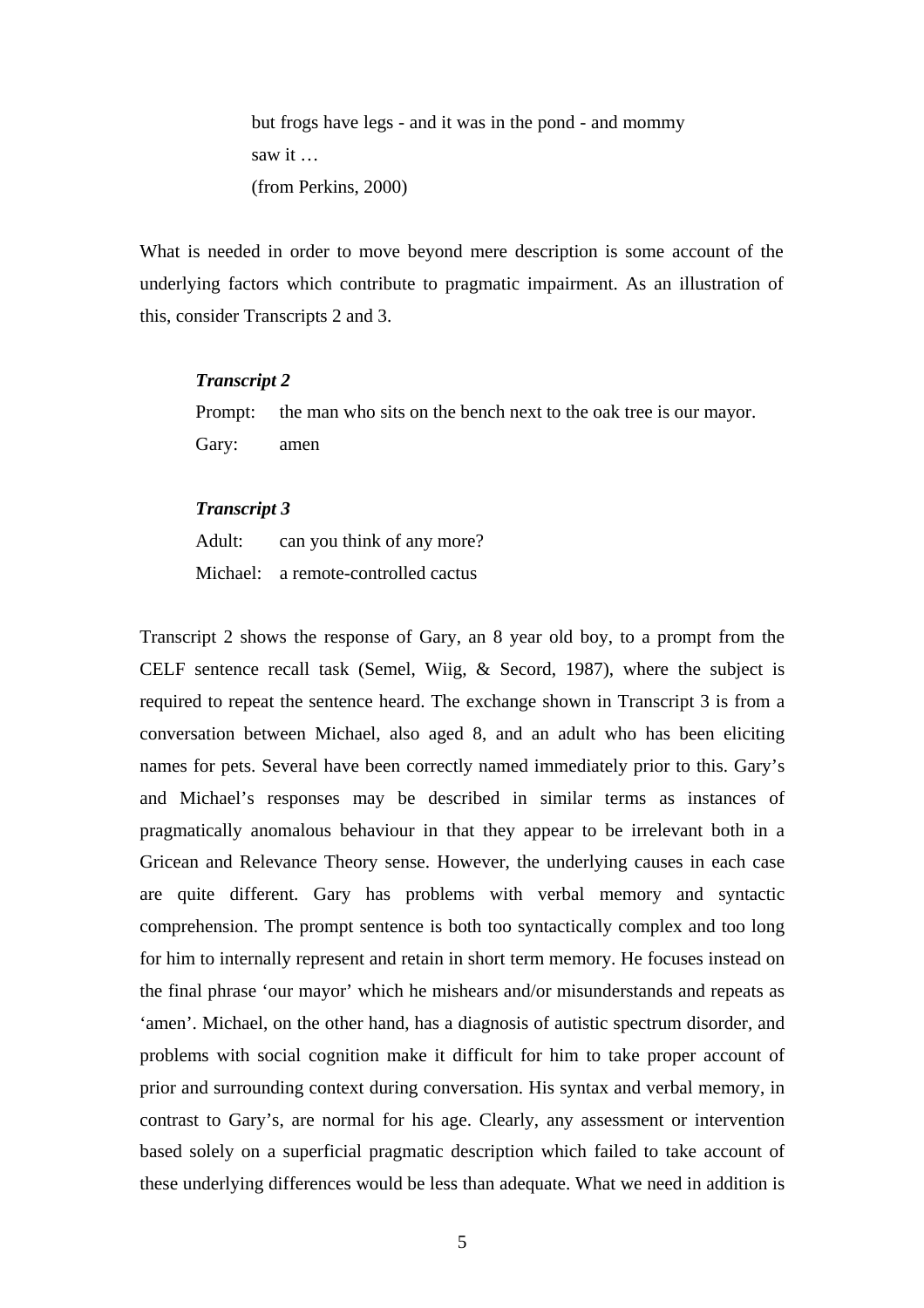but frogs have legs - and it was in the pond - and mommy saw it …
(from Perkins, 2000)

What is needed in order to move beyond mere description is some account of the underlying factors which contribute to pragmatic impairment. As an illustration of this, consider Transcripts 2 and 3.

***Transcript 2***

Prompt: the man who sits on the bench next to the oak tree is our mayor.
Gary: amen

***Transcript 3***

Adult: can you think of any more?
Michael: a remote-controlled cactus

Transcript 2 shows the response of Gary, an 8 year old boy, to a prompt from the CELF sentence recall task (Semel, Wiig, & Secord, 1987), where the subject is required to repeat the sentence heard. The exchange shown in Transcript 3 is from a conversation between Michael, also aged 8, and an adult who has been eliciting names for pets. Several have been correctly named immediately prior to this. Gary's and Michael's responses may be described in similar terms as instances of pragmatically anomalous behaviour in that they appear to be irrelevant both in a Gricean and Relevance Theory sense. However, the underlying causes in each case are quite different. Gary has problems with verbal memory and syntactic comprehension. The prompt sentence is both too syntactically complex and too long for him to internally represent and retain in short term memory. He focuses instead on the final phrase 'our mayor' which he mishears and/or misunderstands and repeats as 'amen'. Michael, on the other hand, has a diagnosis of autistic spectrum disorder, and problems with social cognition make it difficult for him to take proper account of prior and surrounding context during conversation. His syntax and verbal memory, in contrast to Gary's, are normal for his age. Clearly, any assessment or intervention based solely on a superficial pragmatic description which failed to take account of these underlying differences would be less than adequate. What we need in addition is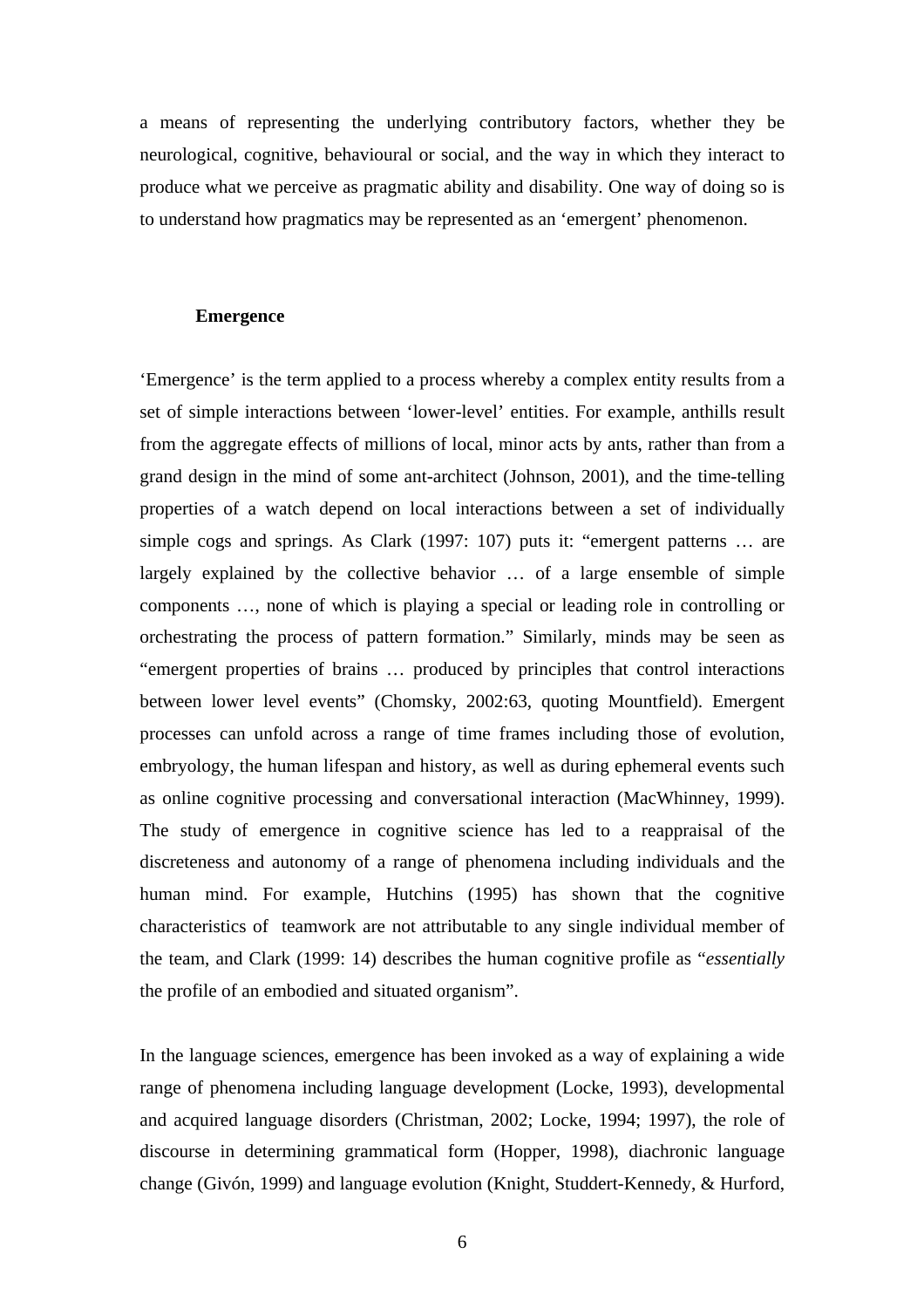a means of representing the underlying contributory factors, whether they be neurological, cognitive, behavioural or social, and the way in which they interact to produce what we perceive as pragmatic ability and disability. One way of doing so is to understand how pragmatics may be represented as an 'emergent' phenomenon.

## Emergence

'Emergence' is the term applied to a process whereby a complex entity results from a set of simple interactions between 'lower-level' entities. For example, anthills result from the aggregate effects of millions of local, minor acts by ants, rather than from a grand design in the mind of some ant-architect (Johnson, 2001), and the time-telling properties of a watch depend on local interactions between a set of individually simple cogs and springs. As Clark (1997: 107) puts it: "emergent patterns … are largely explained by the collective behavior … of a large ensemble of simple components …, none of which is playing a special or leading role in controlling or orchestrating the process of pattern formation." Similarly, minds may be seen as "emergent properties of brains … produced by principles that control interactions between lower level events" (Chomsky, 2002:63, quoting Mountfield). Emergent processes can unfold across a range of time frames including those of evolution, embryology, the human lifespan and history, as well as during ephemeral events such as online cognitive processing and conversational interaction (MacWhinney, 1999). The study of emergence in cognitive science has led to a reappraisal of the discreteness and autonomy of a range of phenomena including individuals and the human mind. For example, Hutchins (1995) has shown that the cognitive characteristics of teamwork are not attributable to any single individual member of the team, and Clark (1999: 14) describes the human cognitive profile as "*essentially* the profile of an embodied and situated organism".

In the language sciences, emergence has been invoked as a way of explaining a wide range of phenomena including language development (Locke, 1993), developmental and acquired language disorders (Christman, 2002; Locke, 1994; 1997), the role of discourse in determining grammatical form (Hopper, 1998), diachronic language change (Givón, 1999) and language evolution (Knight, Studdert-Kennedy, & Hurford,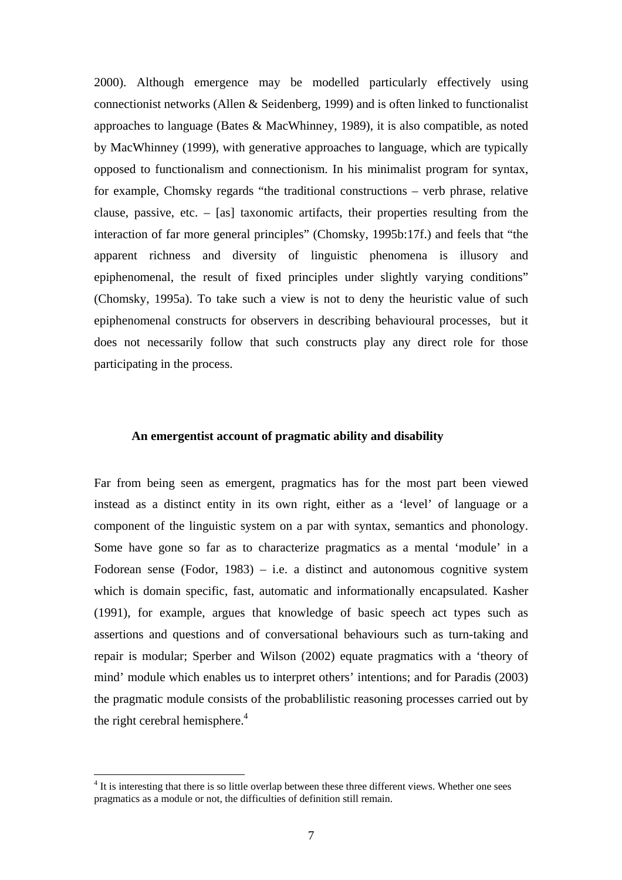2000). Although emergence may be modelled particularly effectively using connectionist networks (Allen & Seidenberg, 1999) and is often linked to functionalist approaches to language (Bates & MacWhinney, 1989), it is also compatible, as noted by MacWhinney (1999), with generative approaches to language, which are typically opposed to functionalism and connectionism. In his minimalist program for syntax, for example, Chomsky regards "the traditional constructions – verb phrase, relative clause, passive, etc. – [as] taxonomic artifacts, their properties resulting from the interaction of far more general principles" (Chomsky, 1995b:17f.) and feels that "the apparent richness and diversity of linguistic phenomena is illusory and epiphenomenal, the result of fixed principles under slightly varying conditions" (Chomsky, 1995a). To take such a view is not to deny the heuristic value of such epiphenomenal constructs for observers in describing behavioural processes, but it does not necessarily follow that such constructs play any direct role for those participating in the process.

## An emergentist account of pragmatic ability and disability

Far from being seen as emergent, pragmatics has for the most part been viewed instead as a distinct entity in its own right, either as a 'level' of language or a component of the linguistic system on a par with syntax, semantics and phonology. Some have gone so far as to characterize pragmatics as a mental 'module' in a Fodorean sense (Fodor, 1983) – i.e. a distinct and autonomous cognitive system which is domain specific, fast, automatic and informationally encapsulated. Kasher (1991), for example, argues that knowledge of basic speech act types such as assertions and questions and of conversational behaviours such as turn-taking and repair is modular; Sperber and Wilson (2002) equate pragmatics with a 'theory of mind' module which enables us to interpret others' intentions; and for Paradis (2003) the pragmatic module consists of the probablilistic reasoning processes carried out by the right cerebral hemisphere.[4]

[4] It is interesting that there is so little overlap between these three different views. Whether one sees pragmatics as a module or not, the difficulties of definition still remain.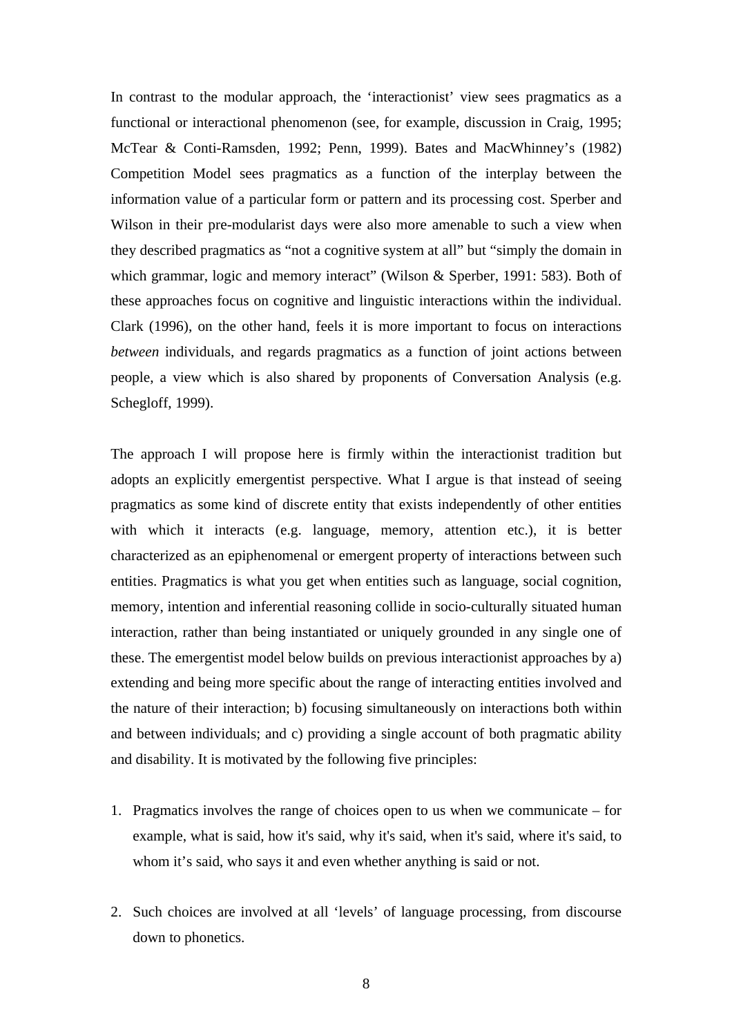In contrast to the modular approach, the ‘interactionist’ view sees pragmatics as a functional or interactional phenomenon (see, for example, discussion in Craig, 1995; McTear & Conti-Ramsden, 1992; Penn, 1999). Bates and MacWhinney’s (1982) Competition Model sees pragmatics as a function of the interplay between the information value of a particular form or pattern and its processing cost. Sperber and Wilson in their pre-modularist days were also more amenable to such a view when they described pragmatics as “not a cognitive system at all” but “simply the domain in which grammar, logic and memory interact” (Wilson & Sperber, 1991: 583). Both of these approaches focus on cognitive and linguistic interactions within the individual. Clark (1996), on the other hand, feels it is more important to focus on interactions *between* individuals, and regards pragmatics as a function of joint actions between people, a view which is also shared by proponents of Conversation Analysis (e.g. Schegloff, 1999).

The approach I will propose here is firmly within the interactionist tradition but adopts an explicitly emergentist perspective. What I argue is that instead of seeing pragmatics as some kind of discrete entity that exists independently of other entities with which it interacts (e.g. language, memory, attention etc.), it is better characterized as an epiphenomenal or emergent property of interactions between such entities. Pragmatics is what you get when entities such as language, social cognition, memory, intention and inferential reasoning collide in socio-culturally situated human interaction, rather than being instantiated or uniquely grounded in any single one of these. The emergentist model below builds on previous interactionist approaches by a) extending and being more specific about the range of interacting entities involved and the nature of their interaction; b) focusing simultaneously on interactions both within and between individuals; and c) providing a single account of both pragmatic ability and disability. It is motivated by the following five principles:

1. Pragmatics involves the range of choices open to us when we communicate – for example, what is said, how it's said, why it's said, when it's said, where it's said, to whom it’s said, who says it and even whether anything is said or not.

2. Such choices are involved at all ‘levels’ of language processing, from discourse down to phonetics.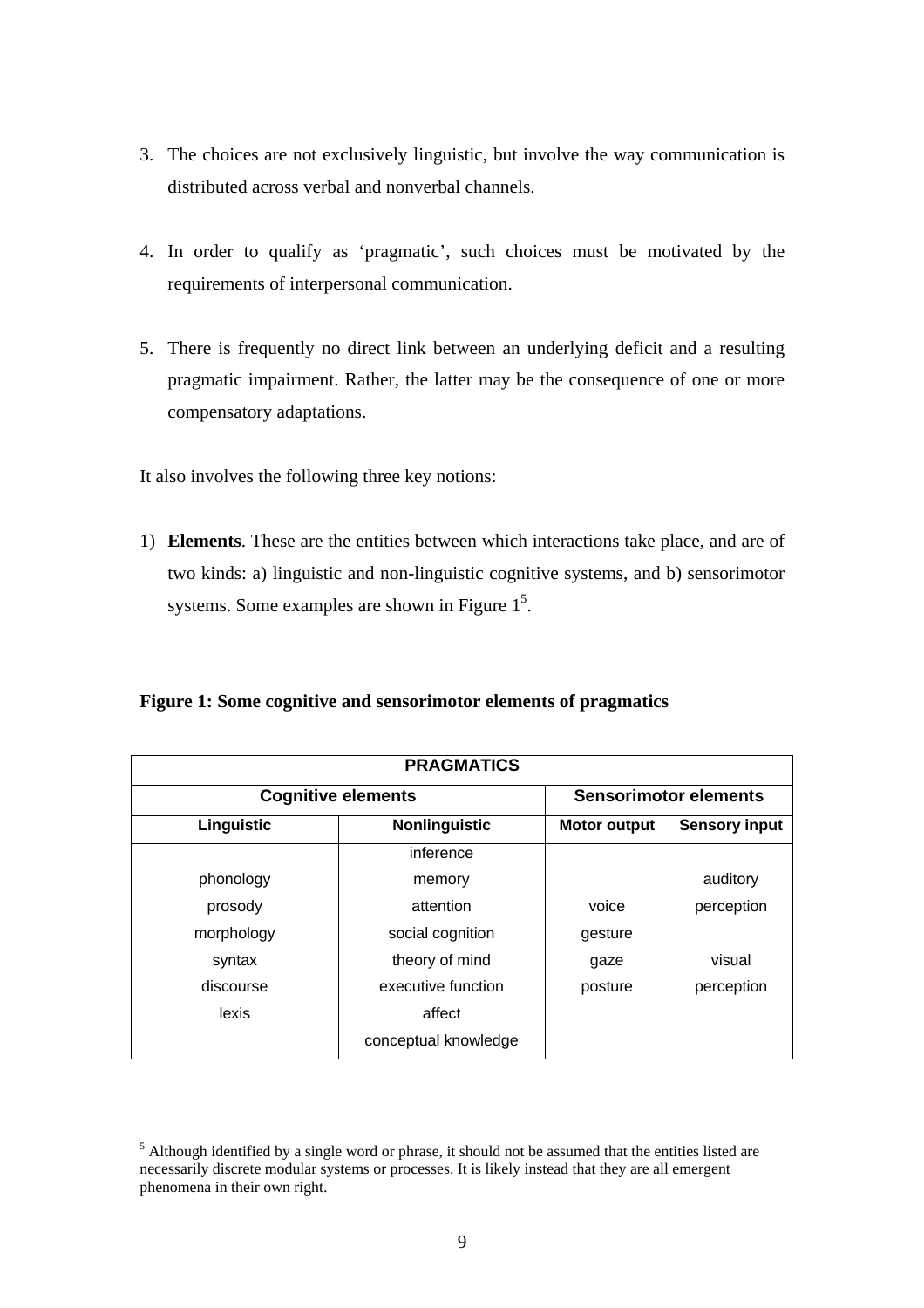3. The choices are not exclusively linguistic, but involve the way communication is distributed across verbal and nonverbal channels.

4. In order to qualify as 'pragmatic', such choices must be motivated by the requirements of interpersonal communication.

5. There is frequently no direct link between an underlying deficit and a resulting pragmatic impairment. Rather, the latter may be the consequence of one or more compensatory adaptations.

It also involves the following three key notions:

1) **Elements**. These are the entities between which interactions take place, and are of two kinds: a) linguistic and non-linguistic cognitive systems, and b) sensorimotor systems. Some examples are shown in Figure 1[5].

**Figure 1: Some cognitive and sensorimotor elements of pragmatics**

| PRAGMATICS | | | |
|---|---|---|---|
| **Cognitive elements** | | **Sensorimotor elements** | |
| **Linguistic** | **Nonlinguistic** | **Motor output** | **Sensory input** |
| | inference | | |
| phonology | memory | | auditory |
| prosody | attention | voice | perception |
| morphology | social cognition | gesture | |
| syntax | theory of mind | gaze | visual |
| discourse | executive function | posture | perception |
| lexis | affect | | |
| | conceptual knowledge | | |

[5] Although identified by a single word or phrase, it should not be assumed that the entities listed are necessarily discrete modular systems or processes. It is likely instead that they are all emergent phenomena in their own right.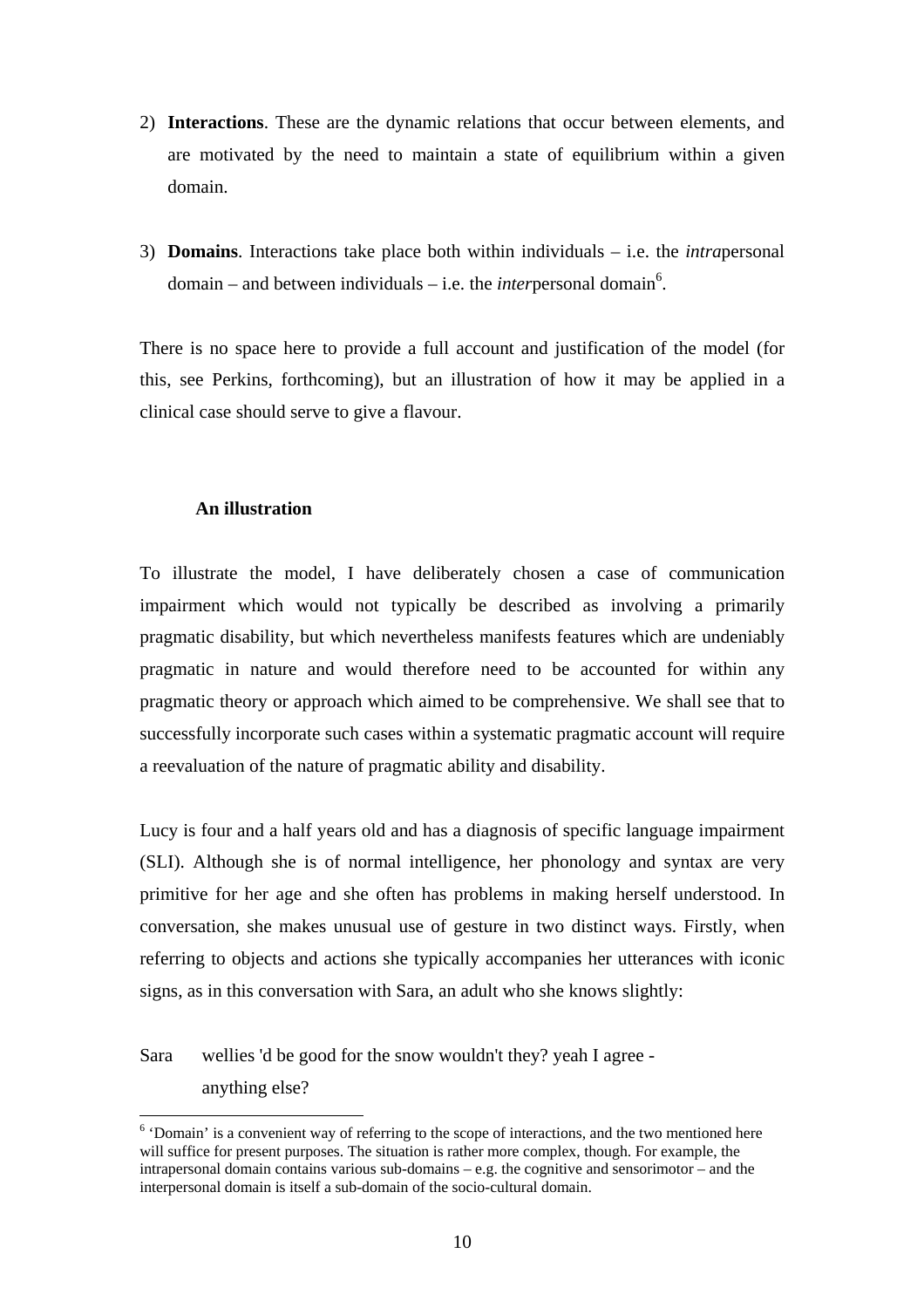2) **Interactions**. These are the dynamic relations that occur between elements, and are motivated by the need to maintain a state of equilibrium within a given domain.

3) **Domains**. Interactions take place both within individuals – i.e. the *intra*personal domain – and between individuals – i.e. the *inter*personal domain[6].

There is no space here to provide a full account and justification of the model (for this, see Perkins, forthcoming), but an illustration of how it may be applied in a clinical case should serve to give a flavour.

### An illustration

To illustrate the model, I have deliberately chosen a case of communication impairment which would not typically be described as involving a primarily pragmatic disability, but which nevertheless manifests features which are undeniably pragmatic in nature and would therefore need to be accounted for within any pragmatic theory or approach which aimed to be comprehensive. We shall see that to successfully incorporate such cases within a systematic pragmatic account will require a reevaluation of the nature of pragmatic ability and disability.

Lucy is four and a half years old and has a diagnosis of specific language impairment (SLI). Although she is of normal intelligence, her phonology and syntax are very primitive for her age and she often has problems in making herself understood. In conversation, she makes unusual use of gesture in two distinct ways. Firstly, when referring to objects and actions she typically accompanies her utterances with iconic signs, as in this conversation with Sara, an adult who she knows slightly:

Sara wellies 'd be good for the snow wouldn't they? yeah I agree - anything else?

---

[6] 'Domain' is a convenient way of referring to the scope of interactions, and the two mentioned here will suffice for present purposes. The situation is rather more complex, though. For example, the intrapersonal domain contains various sub-domains – e.g. the cognitive and sensorimotor – and the interpersonal domain is itself a sub-domain of the socio-cultural domain.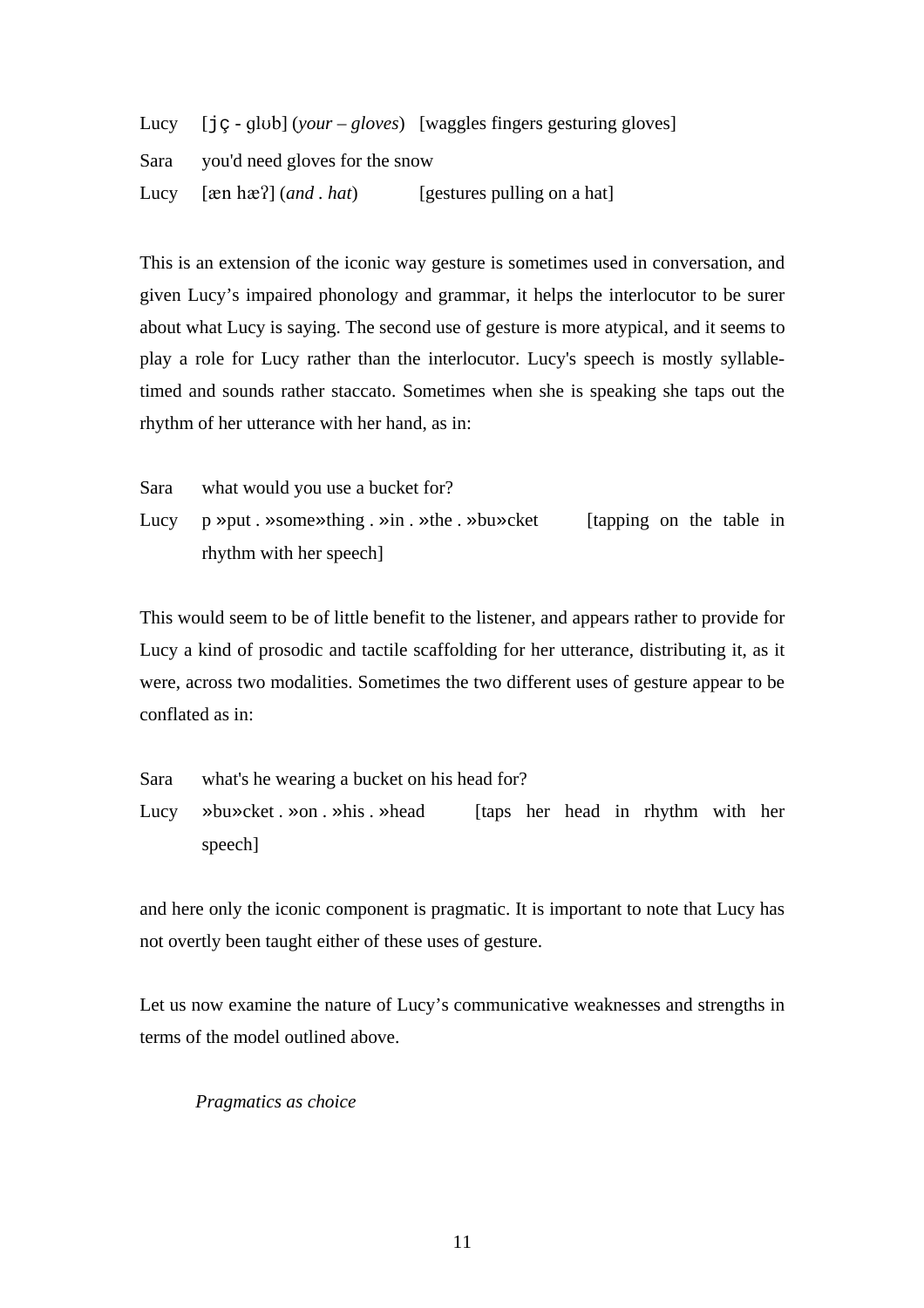Lucy [jç - glʊb] (*your – gloves*) [waggles fingers gesturing gloves]

Sara you'd need gloves for the snow

Lucy [æn hæʔ] (*and . hat*) [gestures pulling on a hat]

This is an extension of the iconic way gesture is sometimes used in conversation, and given Lucy's impaired phonology and grammar, it helps the interlocutor to be surer about what Lucy is saying. The second use of gesture is more atypical, and it seems to play a role for Lucy rather than the interlocutor. Lucy's speech is mostly syllable-timed and sounds rather staccato. Sometimes when she is speaking she taps out the rhythm of her utterance with her hand, as in:

Sara what would you use a bucket for?

Lucy p »put . »some»thing . »in . »the . »bu»cket [tapping on the table in rhythm with her speech]

This would seem to be of little benefit to the listener, and appears rather to provide for Lucy a kind of prosodic and tactile scaffolding for her utterance, distributing it, as it were, across two modalities. Sometimes the two different uses of gesture appear to be conflated as in:

Sara what's he wearing a bucket on his head for?

Lucy »bu»cket . »on . »his . »head [taps her head in rhythm with her speech]

and here only the iconic component is pragmatic. It is important to note that Lucy has not overtly been taught either of these uses of gesture.

Let us now examine the nature of Lucy's communicative weaknesses and strengths in terms of the model outlined above.

*Pragmatics as choice*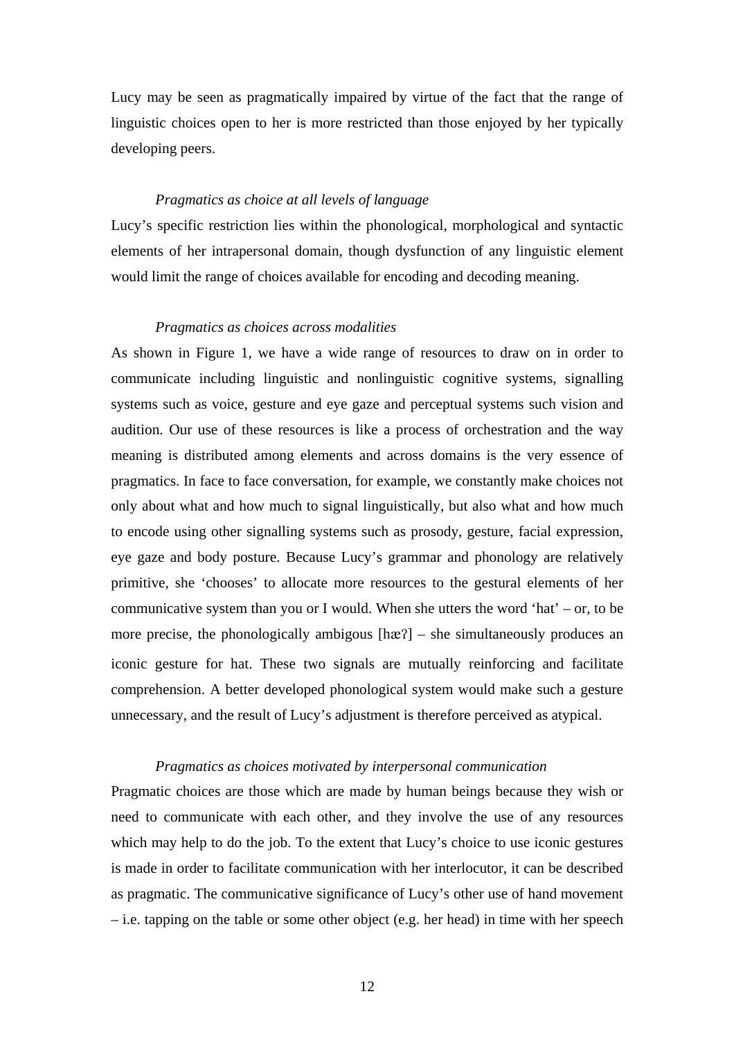Lucy may be seen as pragmatically impaired by virtue of the fact that the range of linguistic choices open to her is more restricted than those enjoyed by her typically developing peers.

*Pragmatics as choice at all levels of language*

Lucy's specific restriction lies within the phonological, morphological and syntactic elements of her intrapersonal domain, though dysfunction of any linguistic element would limit the range of choices available for encoding and decoding meaning.

*Pragmatics as choices across modalities*

As shown in Figure 1, we have a wide range of resources to draw on in order to communicate including linguistic and nonlinguistic cognitive systems, signalling systems such as voice, gesture and eye gaze and perceptual systems such vision and audition. Our use of these resources is like a process of orchestration and the way meaning is distributed among elements and across domains is the very essence of pragmatics. In face to face conversation, for example, we constantly make choices not only about what and how much to signal linguistically, but also what and how much to encode using other signalling systems such as prosody, gesture, facial expression, eye gaze and body posture. Because Lucy's grammar and phonology are relatively primitive, she 'chooses' to allocate more resources to the gestural elements of her communicative system than you or I would. When she utters the word 'hat' – or, to be more precise, the phonologically ambigous [hæʔ] – she simultaneously produces an iconic gesture for hat. These two signals are mutually reinforcing and facilitate comprehension. A better developed phonological system would make such a gesture unnecessary, and the result of Lucy's adjustment is therefore perceived as atypical.

*Pragmatics as choices motivated by interpersonal communication*

Pragmatic choices are those which are made by human beings because they wish or need to communicate with each other, and they involve the use of any resources which may help to do the job. To the extent that Lucy's choice to use iconic gestures is made in order to facilitate communication with her interlocutor, it can be described as pragmatic. The communicative significance of Lucy's other use of hand movement – i.e. tapping on the table or some other object (e.g. her head) in time with her speech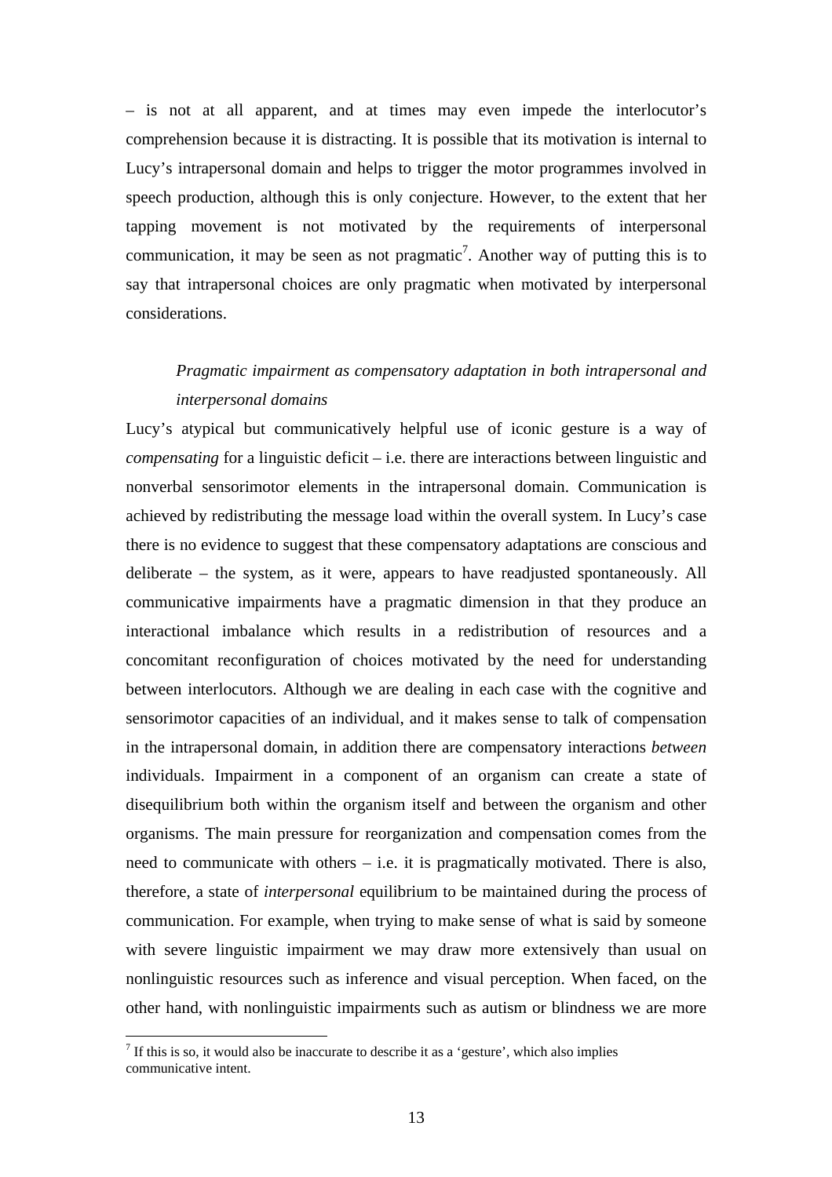– is not at all apparent, and at times may even impede the interlocutor's comprehension because it is distracting. It is possible that its motivation is internal to Lucy's intrapersonal domain and helps to trigger the motor programmes involved in speech production, although this is only conjecture. However, to the extent that her tapping movement is not motivated by the requirements of interpersonal communication, it may be seen as not pragmatic[7]. Another way of putting this is to say that intrapersonal choices are only pragmatic when motivated by interpersonal considerations.

*Pragmatic impairment as compensatory adaptation in both intrapersonal and interpersonal domains*

Lucy's atypical but communicatively helpful use of iconic gesture is a way of *compensating* for a linguistic deficit – i.e. there are interactions between linguistic and nonverbal sensorimotor elements in the intrapersonal domain. Communication is achieved by redistributing the message load within the overall system. In Lucy's case there is no evidence to suggest that these compensatory adaptations are conscious and deliberate – the system, as it were, appears to have readjusted spontaneously. All communicative impairments have a pragmatic dimension in that they produce an interactional imbalance which results in a redistribution of resources and a concomitant reconfiguration of choices motivated by the need for understanding between interlocutors. Although we are dealing in each case with the cognitive and sensorimotor capacities of an individual, and it makes sense to talk of compensation in the intrapersonal domain, in addition there are compensatory interactions *between* individuals. Impairment in a component of an organism can create a state of disequilibrium both within the organism itself and between the organism and other organisms. The main pressure for reorganization and compensation comes from the need to communicate with others – i.e. it is pragmatically motivated. There is also, therefore, a state of *interpersonal* equilibrium to be maintained during the process of communication. For example, when trying to make sense of what is said by someone with severe linguistic impairment we may draw more extensively than usual on nonlinguistic resources such as inference and visual perception. When faced, on the other hand, with nonlinguistic impairments such as autism or blindness we are more

[7] If this is so, it would also be inaccurate to describe it as a 'gesture', which also implies communicative intent.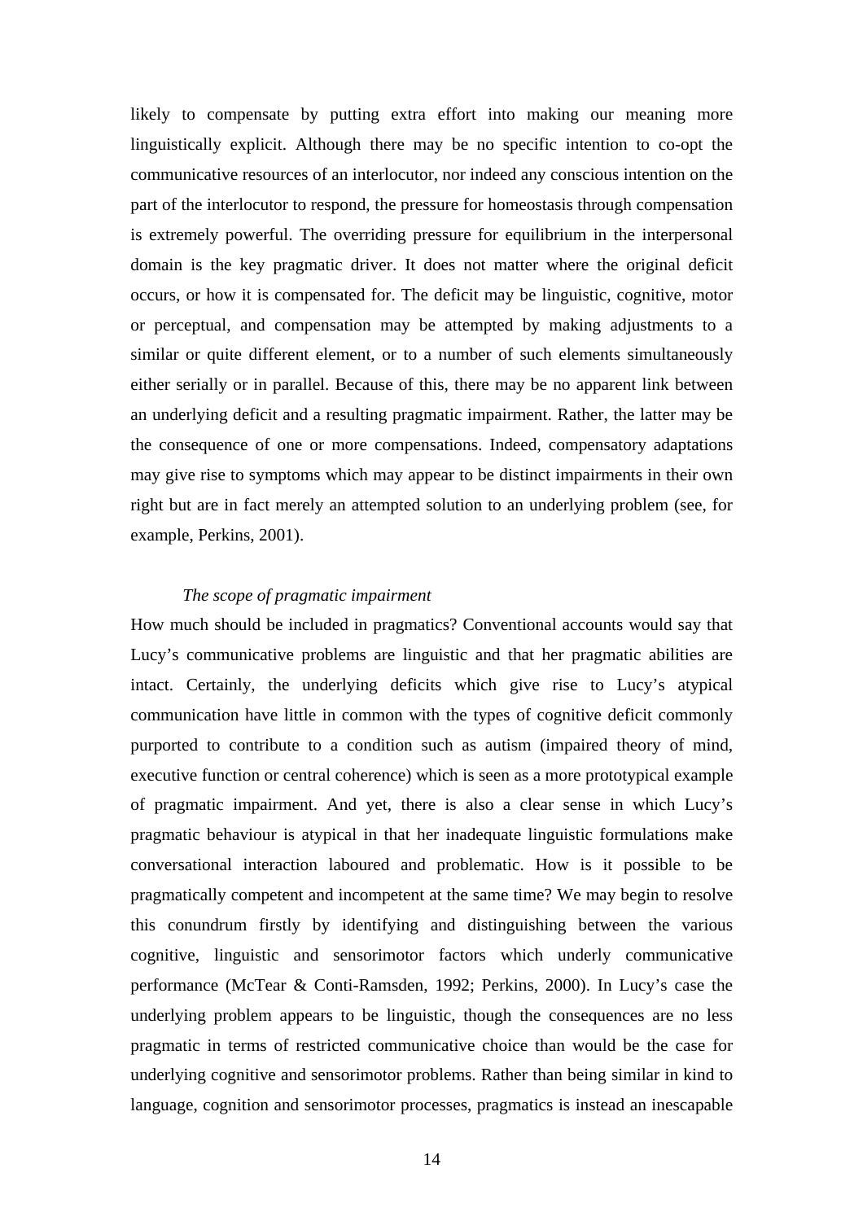likely to compensate by putting extra effort into making our meaning more linguistically explicit. Although there may be no specific intention to co-opt the communicative resources of an interlocutor, nor indeed any conscious intention on the part of the interlocutor to respond, the pressure for homeostasis through compensation is extremely powerful. The overriding pressure for equilibrium in the interpersonal domain is the key pragmatic driver. It does not matter where the original deficit occurs, or how it is compensated for. The deficit may be linguistic, cognitive, motor or perceptual, and compensation may be attempted by making adjustments to a similar or quite different element, or to a number of such elements simultaneously either serially or in parallel. Because of this, there may be no apparent link between an underlying deficit and a resulting pragmatic impairment. Rather, the latter may be the consequence of one or more compensations. Indeed, compensatory adaptations may give rise to symptoms which may appear to be distinct impairments in their own right but are in fact merely an attempted solution to an underlying problem (see, for example, Perkins, 2001).

### *The scope of pragmatic impairment*

How much should be included in pragmatics? Conventional accounts would say that Lucy's communicative problems are linguistic and that her pragmatic abilities are intact. Certainly, the underlying deficits which give rise to Lucy's atypical communication have little in common with the types of cognitive deficit commonly purported to contribute to a condition such as autism (impaired theory of mind, executive function or central coherence) which is seen as a more prototypical example of pragmatic impairment. And yet, there is also a clear sense in which Lucy's pragmatic behaviour is atypical in that her inadequate linguistic formulations make conversational interaction laboured and problematic. How is it possible to be pragmatically competent and incompetent at the same time? We may begin to resolve this conundrum firstly by identifying and distinguishing between the various cognitive, linguistic and sensorimotor factors which underly communicative performance (McTear & Conti-Ramsden, 1992; Perkins, 2000). In Lucy's case the underlying problem appears to be linguistic, though the consequences are no less pragmatic in terms of restricted communicative choice than would be the case for underlying cognitive and sensorimotor problems. Rather than being similar in kind to language, cognition and sensorimotor processes, pragmatics is instead an inescapable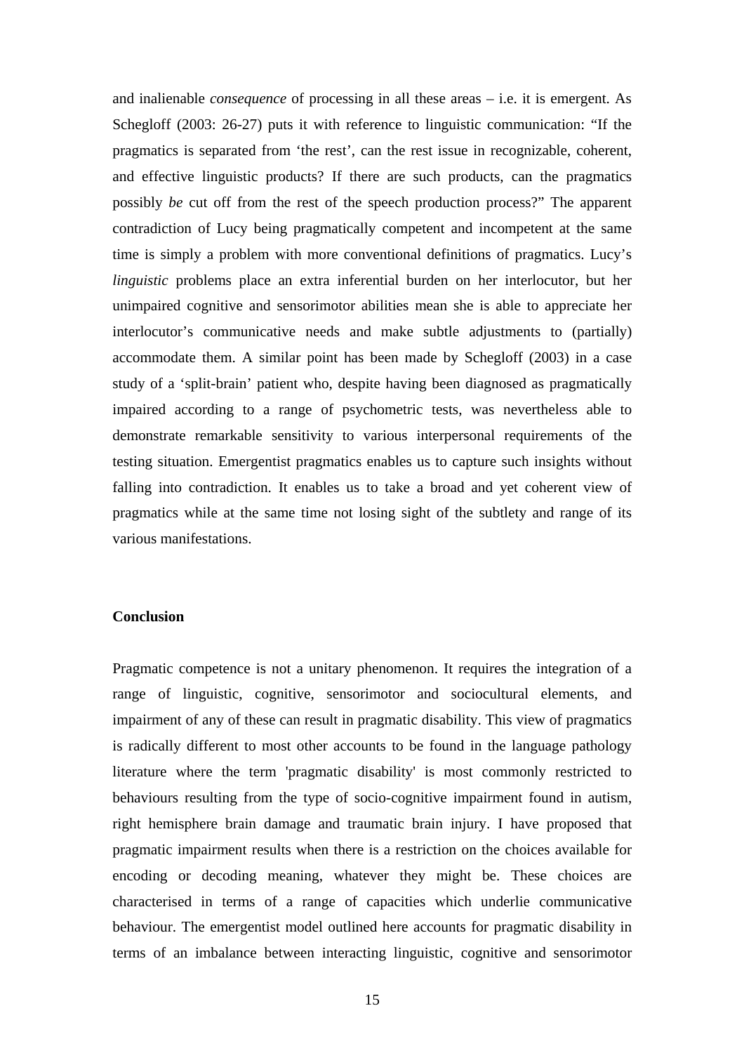and inalienable *consequence* of processing in all these areas – i.e. it is emergent. As Schegloff (2003: 26-27) puts it with reference to linguistic communication: "If the pragmatics is separated from 'the rest', can the rest issue in recognizable, coherent, and effective linguistic products? If there are such products, can the pragmatics possibly *be* cut off from the rest of the speech production process?" The apparent contradiction of Lucy being pragmatically competent and incompetent at the same time is simply a problem with more conventional definitions of pragmatics. Lucy's *linguistic* problems place an extra inferential burden on her interlocutor, but her unimpaired cognitive and sensorimotor abilities mean she is able to appreciate her interlocutor's communicative needs and make subtle adjustments to (partially) accommodate them. A similar point has been made by Schegloff (2003) in a case study of a 'split-brain' patient who, despite having been diagnosed as pragmatically impaired according to a range of psychometric tests, was nevertheless able to demonstrate remarkable sensitivity to various interpersonal requirements of the testing situation. Emergentist pragmatics enables us to capture such insights without falling into contradiction. It enables us to take a broad and yet coherent view of pragmatics while at the same time not losing sight of the subtlety and range of its various manifestations.

## Conclusion

Pragmatic competence is not a unitary phenomenon. It requires the integration of a range of linguistic, cognitive, sensorimotor and sociocultural elements, and impairment of any of these can result in pragmatic disability. This view of pragmatics is radically different to most other accounts to be found in the language pathology literature where the term 'pragmatic disability' is most commonly restricted to behaviours resulting from the type of socio-cognitive impairment found in autism, right hemisphere brain damage and traumatic brain injury. I have proposed that pragmatic impairment results when there is a restriction on the choices available for encoding or decoding meaning, whatever they might be. These choices are characterised in terms of a range of capacities which underlie communicative behaviour. The emergentist model outlined here accounts for pragmatic disability in terms of an imbalance between interacting linguistic, cognitive and sensorimotor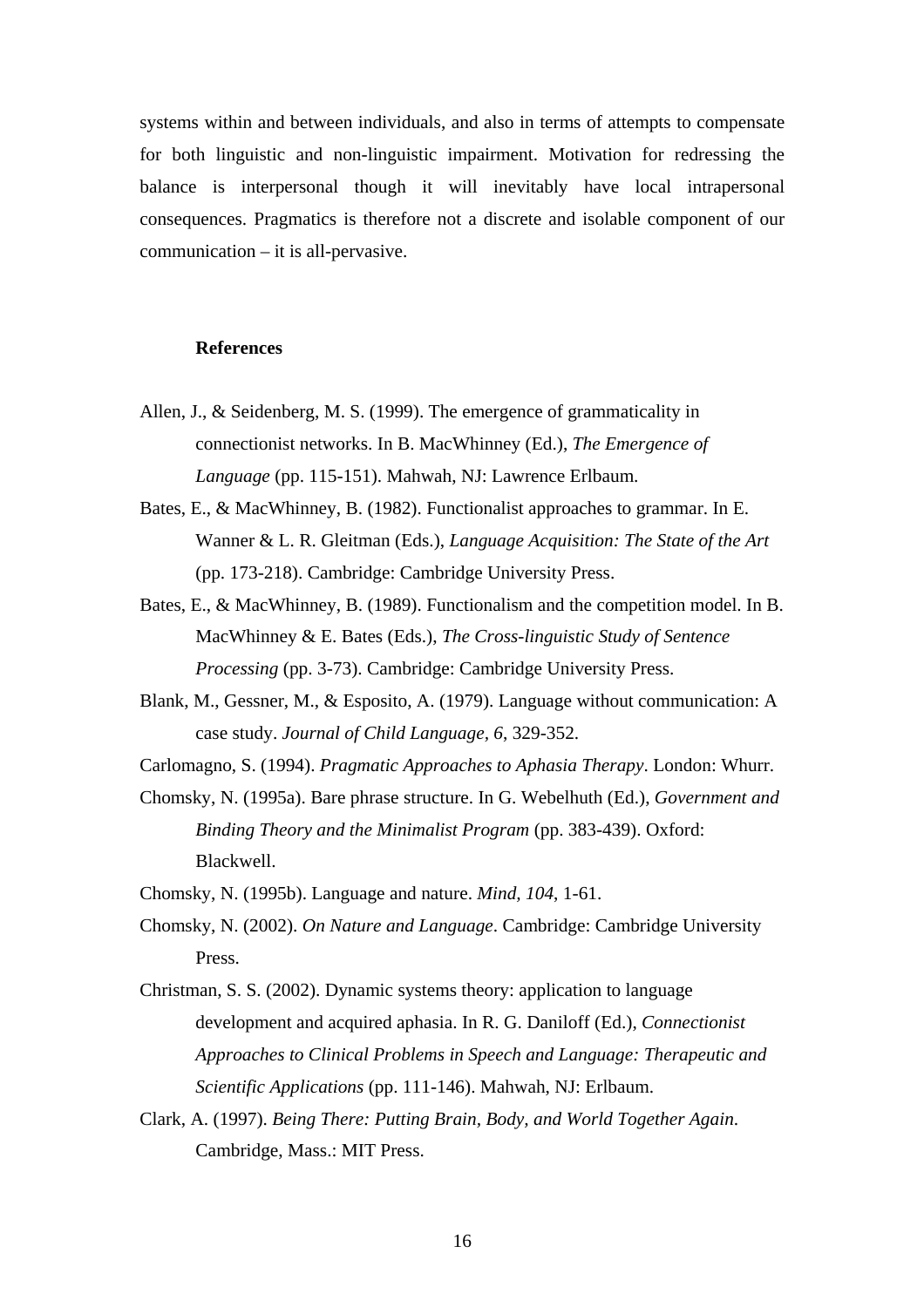systems within and between individuals, and also in terms of attempts to compensate for both linguistic and non-linguistic impairment. Motivation for redressing the balance is interpersonal though it will inevitably have local intrapersonal consequences. Pragmatics is therefore not a discrete and isolable component of our communication – it is all-pervasive.

## References

Allen, J., & Seidenberg, M. S. (1999). The emergence of grammaticality in connectionist networks. In B. MacWhinney (Ed.), *The Emergence of Language* (pp. 115-151). Mahwah, NJ: Lawrence Erlbaum.

Bates, E., & MacWhinney, B. (1982). Functionalist approaches to grammar. In E. Wanner & L. R. Gleitman (Eds.), *Language Acquisition: The State of the Art* (pp. 173-218). Cambridge: Cambridge University Press.

Bates, E., & MacWhinney, B. (1989). Functionalism and the competition model. In B. MacWhinney & E. Bates (Eds.), *The Cross-linguistic Study of Sentence Processing* (pp. 3-73). Cambridge: Cambridge University Press.

Blank, M., Gessner, M., & Esposito, A. (1979). Language without communication: A case study. *Journal of Child Language, 6*, 329-352.

Carlomagno, S. (1994). *Pragmatic Approaches to Aphasia Therapy*. London: Whurr.

Chomsky, N. (1995a). Bare phrase structure. In G. Webelhuth (Ed.), *Government and Binding Theory and the Minimalist Program* (pp. 383-439). Oxford: Blackwell.

Chomsky, N. (1995b). Language and nature. *Mind, 104*, 1-61.

Chomsky, N. (2002). *On Nature and Language*. Cambridge: Cambridge University Press.

Christman, S. S. (2002). Dynamic systems theory: application to language development and acquired aphasia. In R. G. Daniloff (Ed.), *Connectionist Approaches to Clinical Problems in Speech and Language: Therapeutic and Scientific Applications* (pp. 111-146). Mahwah, NJ: Erlbaum.

Clark, A. (1997). *Being There: Putting Brain, Body, and World Together Again*. Cambridge, Mass.: MIT Press.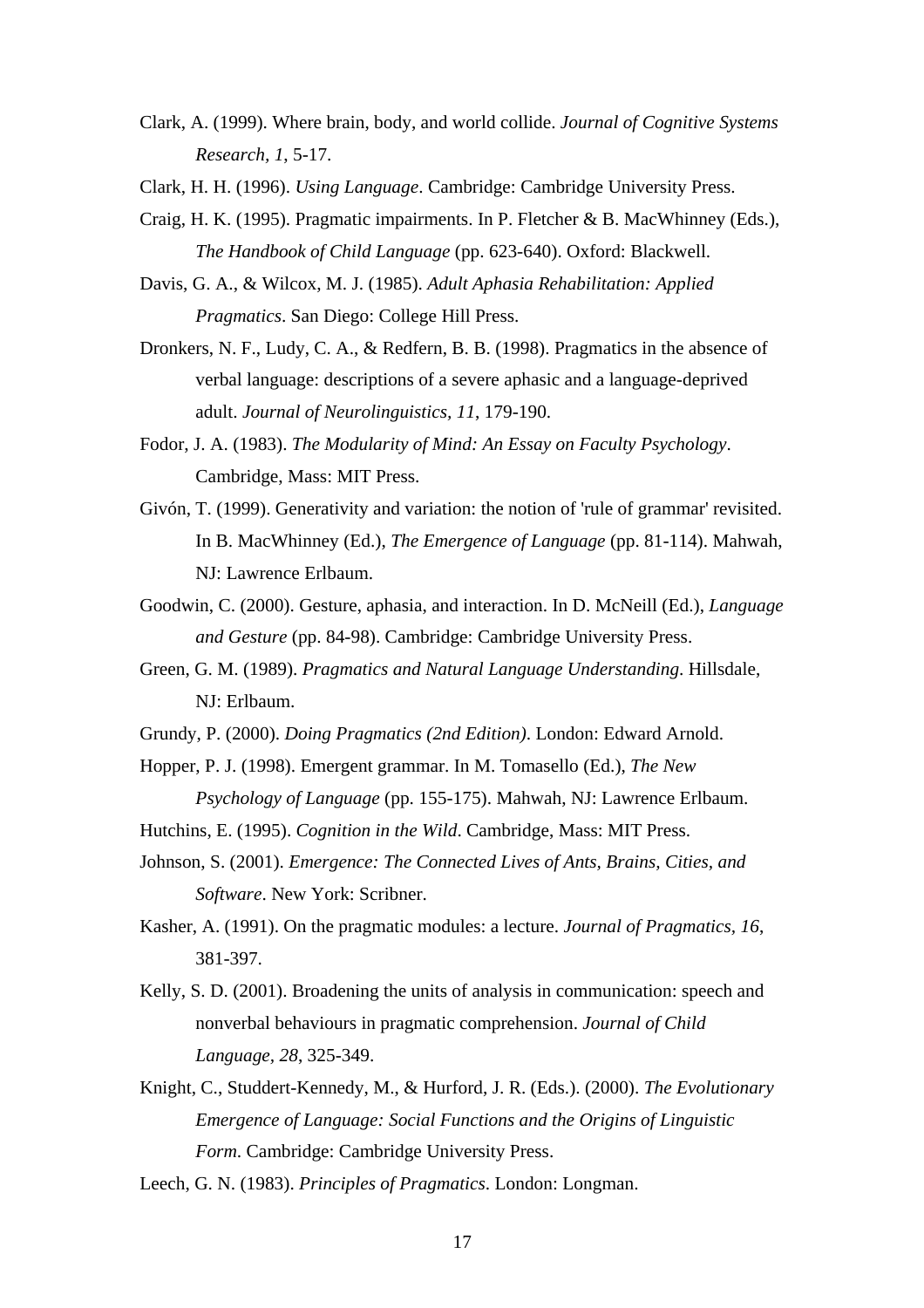Clark, A. (1999). Where brain, body, and world collide. *Journal of Cognitive Systems Research*, *1*, 5-17.

Clark, H. H. (1996). *Using Language*. Cambridge: Cambridge University Press.

Craig, H. K. (1995). Pragmatic impairments. In P. Fletcher & B. MacWhinney (Eds.), *The Handbook of Child Language* (pp. 623-640). Oxford: Blackwell.

Davis, G. A., & Wilcox, M. J. (1985). *Adult Aphasia Rehabilitation: Applied Pragmatics*. San Diego: College Hill Press.

Dronkers, N. F., Ludy, C. A., & Redfern, B. B. (1998). Pragmatics in the absence of verbal language: descriptions of a severe aphasic and a language-deprived adult. *Journal of Neurolinguistics*, *11*, 179-190.

Fodor, J. A. (1983). *The Modularity of Mind: An Essay on Faculty Psychology*. Cambridge, Mass: MIT Press.

Givón, T. (1999). Generativity and variation: the notion of 'rule of grammar' revisited. In B. MacWhinney (Ed.), *The Emergence of Language* (pp. 81-114). Mahwah, NJ: Lawrence Erlbaum.

Goodwin, C. (2000). Gesture, aphasia, and interaction. In D. McNeill (Ed.), *Language and Gesture* (pp. 84-98). Cambridge: Cambridge University Press.

Green, G. M. (1989). *Pragmatics and Natural Language Understanding*. Hillsdale, NJ: Erlbaum.

Grundy, P. (2000). *Doing Pragmatics (2nd Edition)*. London: Edward Arnold.

Hopper, P. J. (1998). Emergent grammar. In M. Tomasello (Ed.), *The New Psychology of Language* (pp. 155-175). Mahwah, NJ: Lawrence Erlbaum.

Hutchins, E. (1995). *Cognition in the Wild*. Cambridge, Mass: MIT Press.

Johnson, S. (2001). *Emergence: The Connected Lives of Ants, Brains, Cities, and Software*. New York: Scribner.

Kasher, A. (1991). On the pragmatic modules: a lecture. *Journal of Pragmatics*, *16*, 381-397.

Kelly, S. D. (2001). Broadening the units of analysis in communication: speech and nonverbal behaviours in pragmatic comprehension. *Journal of Child Language*, *28*, 325-349.

Knight, C., Studdert-Kennedy, M., & Hurford, J. R. (Eds.). (2000). *The Evolutionary Emergence of Language: Social Functions and the Origins of Linguistic Form*. Cambridge: Cambridge University Press.

Leech, G. N. (1983). *Principles of Pragmatics*. London: Longman.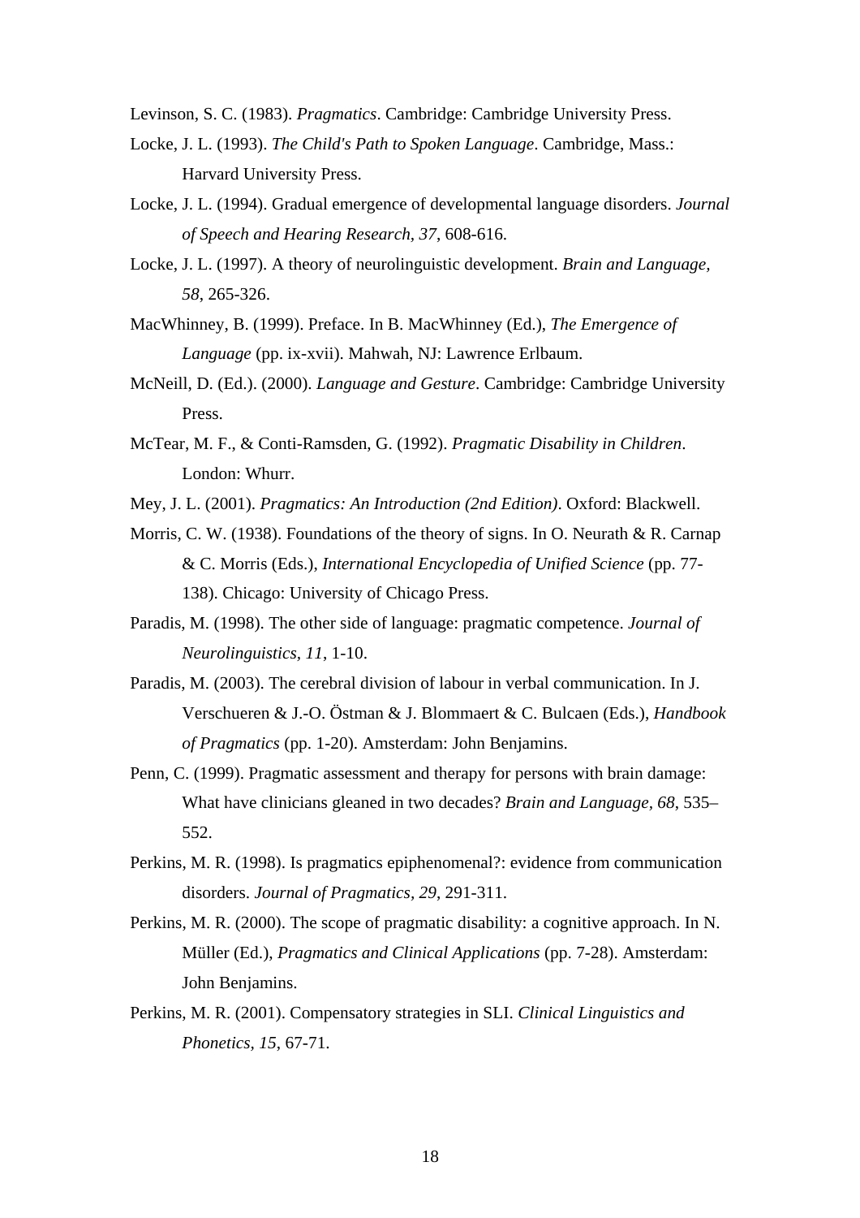Levinson, S. C. (1983). *Pragmatics*. Cambridge: Cambridge University Press.

Locke, J. L. (1993). *The Child's Path to Spoken Language*. Cambridge, Mass.: Harvard University Press.

Locke, J. L. (1994). Gradual emergence of developmental language disorders. *Journal of Speech and Hearing Research, 37*, 608-616.

Locke, J. L. (1997). A theory of neurolinguistic development. *Brain and Language, 58*, 265-326.

MacWhinney, B. (1999). Preface. In B. MacWhinney (Ed.), *The Emergence of Language* (pp. ix-xvii). Mahwah, NJ: Lawrence Erlbaum.

McNeill, D. (Ed.). (2000). *Language and Gesture*. Cambridge: Cambridge University Press.

McTear, M. F., & Conti-Ramsden, G. (1992). *Pragmatic Disability in Children*. London: Whurr.

Mey, J. L. (2001). *Pragmatics: An Introduction (2nd Edition)*. Oxford: Blackwell.

Morris, C. W. (1938). Foundations of the theory of signs. In O. Neurath & R. Carnap & C. Morris (Eds.), *International Encyclopedia of Unified Science* (pp. 77-138). Chicago: University of Chicago Press.

Paradis, M. (1998). The other side of language: pragmatic competence. *Journal of Neurolinguistics, 11*, 1-10.

Paradis, M. (2003). The cerebral division of labour in verbal communication. In J. Verschueren & J.-O. Östman & J. Blommaert & C. Bulcaen (Eds.), *Handbook of Pragmatics* (pp. 1-20). Amsterdam: John Benjamins.

Penn, C. (1999). Pragmatic assessment and therapy for persons with brain damage: What have clinicians gleaned in two decades? *Brain and Language, 68*, 535–552.

Perkins, M. R. (1998). Is pragmatics epiphenomenal?: evidence from communication disorders. *Journal of Pragmatics, 29*, 291-311.

Perkins, M. R. (2000). The scope of pragmatic disability: a cognitive approach. In N. Müller (Ed.), *Pragmatics and Clinical Applications* (pp. 7-28). Amsterdam: John Benjamins.

Perkins, M. R. (2001). Compensatory strategies in SLI. *Clinical Linguistics and Phonetics, 15*, 67-71.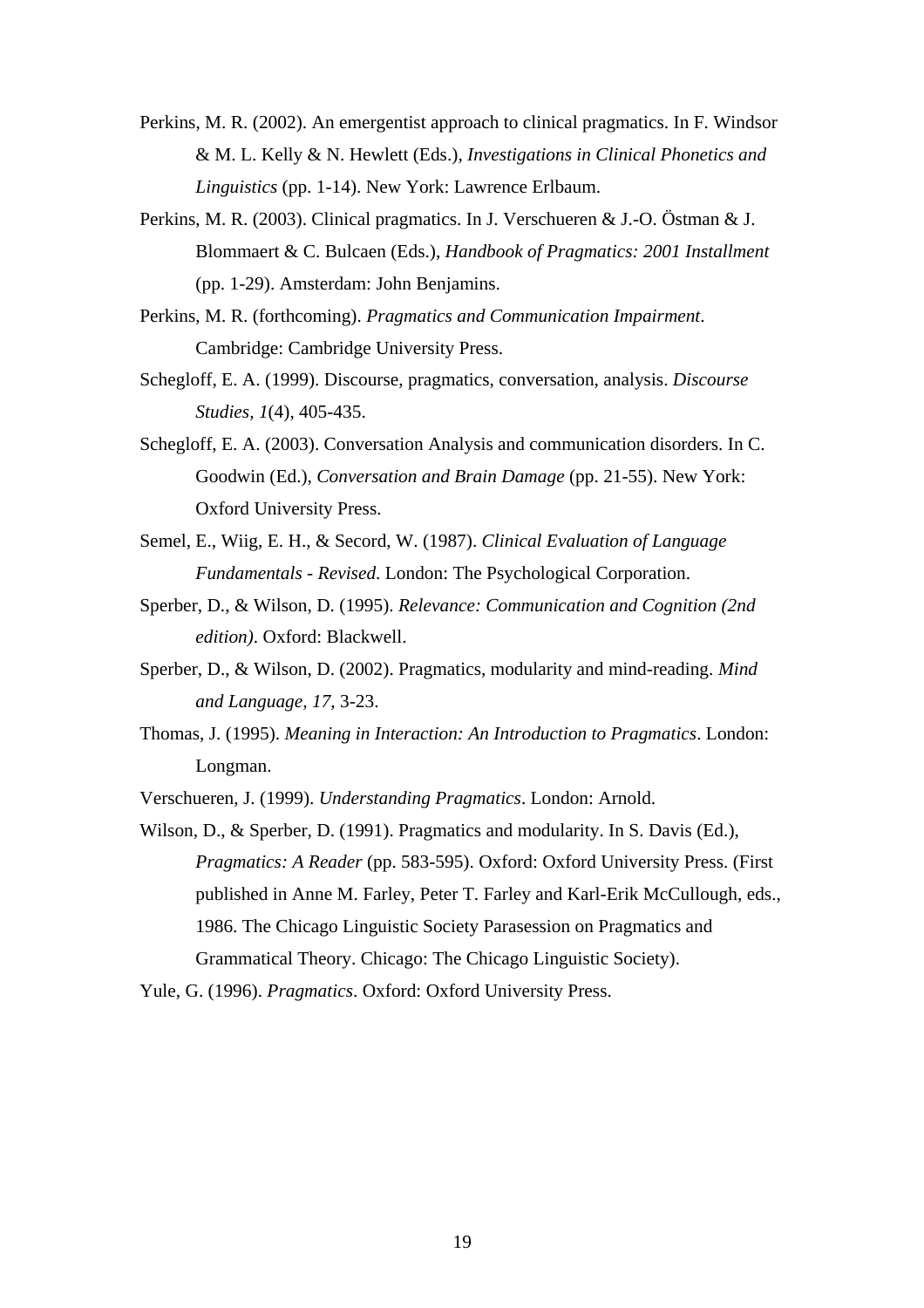Perkins, M. R. (2002). An emergentist approach to clinical pragmatics. In F. Windsor & M. L. Kelly & N. Hewlett (Eds.), *Investigations in Clinical Phonetics and Linguistics* (pp. 1-14). New York: Lawrence Erlbaum.

Perkins, M. R. (2003). Clinical pragmatics. In J. Verschueren & J.-O. Östman & J. Blommaert & C. Bulcaen (Eds.), *Handbook of Pragmatics: 2001 Installment* (pp. 1-29). Amsterdam: John Benjamins.

Perkins, M. R. (forthcoming). *Pragmatics and Communication Impairment*. Cambridge: Cambridge University Press.

Schegloff, E. A. (1999). Discourse, pragmatics, conversation, analysis. *Discourse Studies, 1*(4), 405-435.

Schegloff, E. A. (2003). Conversation Analysis and communication disorders. In C. Goodwin (Ed.), *Conversation and Brain Damage* (pp. 21-55). New York: Oxford University Press.

Semel, E., Wiig, E. H., & Secord, W. (1987). *Clinical Evaluation of Language Fundamentals - Revised*. London: The Psychological Corporation.

Sperber, D., & Wilson, D. (1995). *Relevance: Communication and Cognition (2nd edition)*. Oxford: Blackwell.

Sperber, D., & Wilson, D. (2002). Pragmatics, modularity and mind-reading. *Mind and Language, 17*, 3-23.

Thomas, J. (1995). *Meaning in Interaction: An Introduction to Pragmatics*. London: Longman.

Verschueren, J. (1999). *Understanding Pragmatics*. London: Arnold.

Wilson, D., & Sperber, D. (1991). Pragmatics and modularity. In S. Davis (Ed.), *Pragmatics: A Reader* (pp. 583-595). Oxford: Oxford University Press. (First published in Anne M. Farley, Peter T. Farley and Karl-Erik McCullough, eds., 1986. The Chicago Linguistic Society Parasession on Pragmatics and Grammatical Theory. Chicago: The Chicago Linguistic Society).

Yule, G. (1996). *Pragmatics*. Oxford: Oxford University Press.